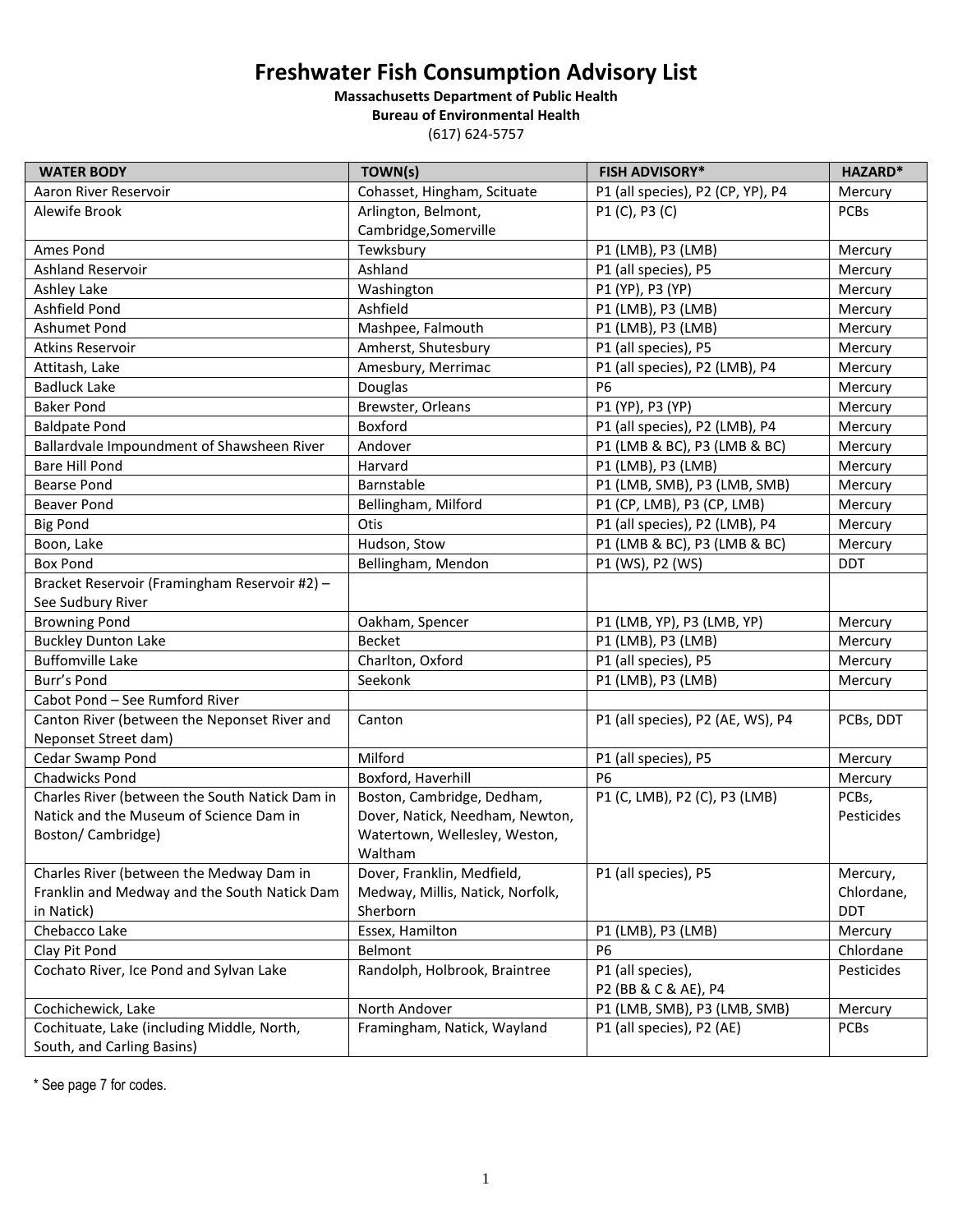# Freshwater Fish Consumption Advisory List

**Massachusetts Department of Public Health**

**Bureau of Environmental Health**

(617) 624-5757

| WATER BODY | TOWN(s) | FISH ADVISORY* | HAZARD* |
|---|---|---|---|
| Aaron River Reservoir | Cohasset, Hingham, Scituate | P1 (all species), P2 (CP, YP), P4 | Mercury |
| Alewife Brook | Arlington, Belmont, Cambridge,Somerville | P1 (C), P3 (C) | PCBs |
| Ames Pond | Tewksbury | P1 (LMB), P3 (LMB) | Mercury |
| Ashland Reservoir | Ashland | P1 (all species), P5 | Mercury |
| Ashley Lake | Washington | P1 (YP), P3 (YP) | Mercury |
| Ashfield Pond | Ashfield | P1 (LMB), P3 (LMB) | Mercury |
| Ashumet Pond | Mashpee, Falmouth | P1 (LMB), P3 (LMB) | Mercury |
| Atkins Reservoir | Amherst, Shutesbury | P1 (all species), P5 | Mercury |
| Attitash, Lake | Amesbury, Merrimac | P1 (all species), P2 (LMB), P4 | Mercury |
| Badluck Lake | Douglas | P6 | Mercury |
| Baker Pond | Brewster, Orleans | P1 (YP), P3 (YP) | Mercury |
| Baldpate Pond | Boxford | P1 (all species), P2 (LMB), P4 | Mercury |
| Ballardvale Impoundment of Shawsheen River | Andover | P1 (LMB & BC), P3 (LMB & BC) | Mercury |
| Bare Hill Pond | Harvard | P1 (LMB), P3 (LMB) | Mercury |
| Bearse Pond | Barnstable | P1 (LMB, SMB), P3 (LMB, SMB) | Mercury |
| Beaver Pond | Bellingham, Milford | P1 (CP, LMB), P3 (CP, LMB) | Mercury |
| Big Pond | Otis | P1 (all species), P2 (LMB), P4 | Mercury |
| Boon, Lake | Hudson, Stow | P1 (LMB & BC), P3 (LMB & BC) | Mercury |
| Box Pond | Bellingham, Mendon | P1 (WS), P2 (WS) | DDT |
| Bracket Reservoir (Framingham Reservoir #2) – See Sudbury River | | | |
| Browning Pond | Oakham, Spencer | P1 (LMB, YP), P3 (LMB, YP) | Mercury |
| Buckley Dunton Lake | Becket | P1 (LMB), P3 (LMB) | Mercury |
| Buffomville Lake | Charlton, Oxford | P1 (all species), P5 | Mercury |
| Burr's Pond | Seekonk | P1 (LMB), P3 (LMB) | Mercury |
| Cabot Pond – See Rumford River | | | |
| Canton River (between the Neponset River and Neponset Street dam) | Canton | P1 (all species), P2 (AE, WS), P4 | PCBs, DDT |
| Cedar Swamp Pond | Milford | P1 (all species), P5 | Mercury |
| Chadwicks Pond | Boxford, Haverhill | P6 | Mercury |
| Charles River (between the South Natick Dam in Natick and the Museum of Science Dam in Boston/ Cambridge) | Boston, Cambridge, Dedham, Dover, Natick, Needham, Newton, Watertown, Wellesley, Weston, Waltham | P1 (C, LMB), P2 (C), P3 (LMB) | PCBs, Pesticides |
| Charles River (between the Medway Dam in Franklin and Medway and the South Natick Dam in Natick) | Dover, Franklin, Medfield, Medway, Millis, Natick, Norfolk, Sherborn | P1 (all species), P5 | Mercury, Chlordane, DDT |
| Chebacco Lake | Essex, Hamilton | P1 (LMB), P3 (LMB) | Mercury |
| Clay Pit Pond | Belmont | P6 | Chlordane |
| Cochato River, Ice Pond and Sylvan Lake | Randolph, Holbrook, Braintree | P1 (all species), P2 (BB & C & AE), P4 | Pesticides |
| Cochichewick, Lake | North Andover | P1 (LMB, SMB), P3 (LMB, SMB) | Mercury |
| Cochituate, Lake (including Middle, North, South, and Carling Basins) | Framingham, Natick, Wayland | P1 (all species), P2 (AE) | PCBs |

\* See page 7 for codes.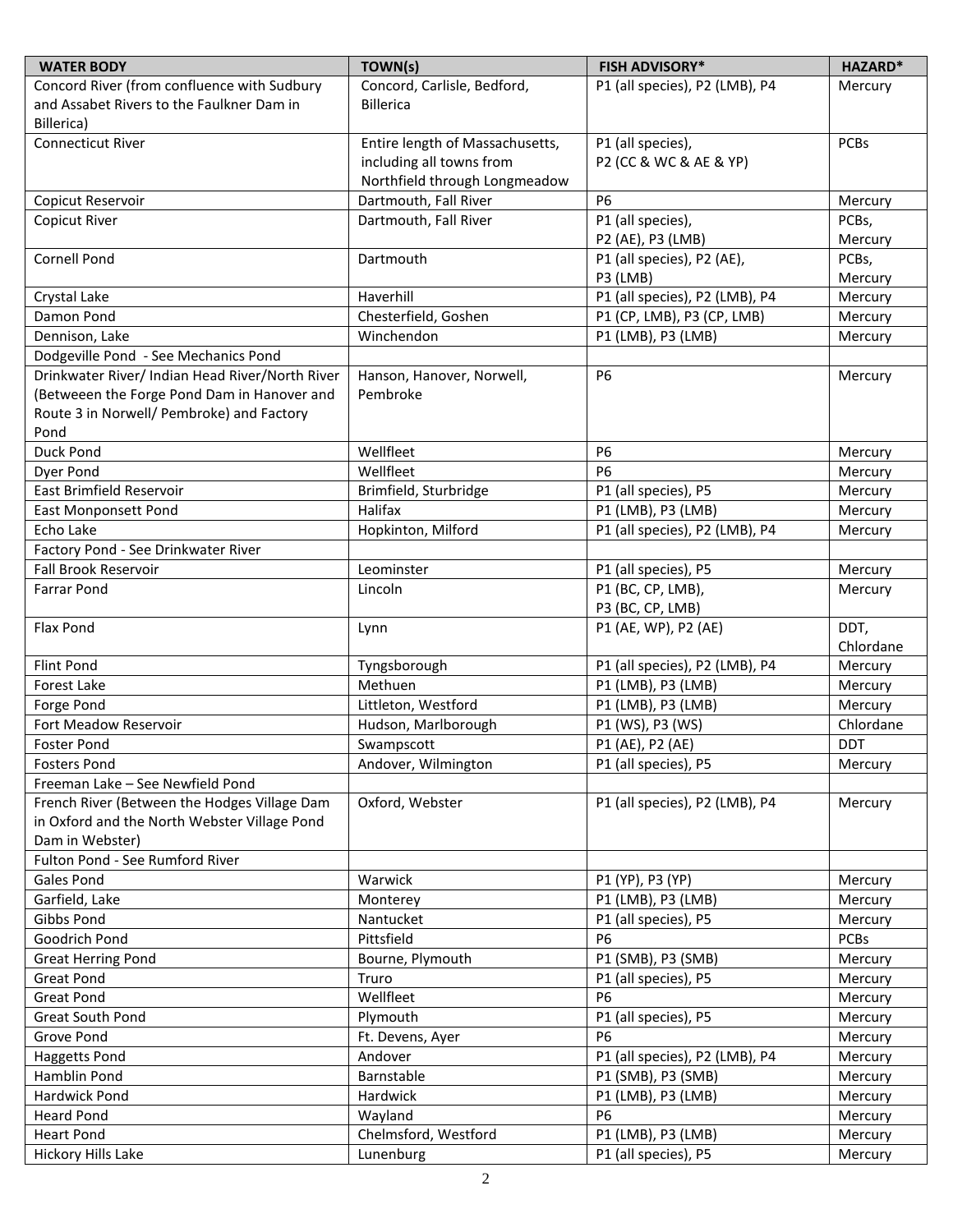| WATER BODY | TOWN(s) | FISH ADVISORY* | HAZARD* |
|---|---|---|---|
| Concord River (from confluence with Sudbury and Assabet Rivers to the Faulkner Dam in Billerica) | Concord, Carlisle, Bedford, Billerica | P1 (all species), P2 (LMB), P4 | Mercury |
| Connecticut River | Entire length of Massachusetts, including all towns from Northfield through Longmeadow | P1 (all species), P2 (CC & WC & AE & YP) | PCBs |
| Copicut Reservoir | Dartmouth, Fall River | P6 | Mercury |
| Copicut River | Dartmouth, Fall River | P1 (all species), P2 (AE), P3 (LMB) | PCBs, Mercury |
| Cornell Pond | Dartmouth | P1 (all species), P2 (AE), P3 (LMB) | PCBs, Mercury |
| Crystal Lake | Haverhill | P1 (all species), P2 (LMB), P4 | Mercury |
| Damon Pond | Chesterfield, Goshen | P1 (CP, LMB), P3 (CP, LMB) | Mercury |
| Dennison, Lake | Winchendon | P1 (LMB), P3 (LMB) | Mercury |
| Dodgeville Pond - See Mechanics Pond | | | |
| Drinkwater River/ Indian Head River/North River (Betweeen the Forge Pond Dam in Hanover and Route 3 in Norwell/ Pembroke) and Factory Pond | Hanson, Hanover, Norwell, Pembroke | P6 | Mercury |
| Duck Pond | Wellfleet | P6 | Mercury |
| Dyer Pond | Wellfleet | P6 | Mercury |
| East Brimfield Reservoir | Brimfield, Sturbridge | P1 (all species), P5 | Mercury |
| East Monponsett Pond | Halifax | P1 (LMB), P3 (LMB) | Mercury |
| Echo Lake | Hopkinton, Milford | P1 (all species), P2 (LMB), P4 | Mercury |
| Factory Pond - See Drinkwater River | | | |
| Fall Brook Reservoir | Leominster | P1 (all species), P5 | Mercury |
| Farrar Pond | Lincoln | P1 (BC, CP, LMB), P3 (BC, CP, LMB) | Mercury |
| Flax Pond | Lynn | P1 (AE, WP), P2 (AE) | DDT, Chlordane |
| Flint Pond | Tyngsborough | P1 (all species), P2 (LMB), P4 | Mercury |
| Forest Lake | Methuen | P1 (LMB), P3 (LMB) | Mercury |
| Forge Pond | Littleton, Westford | P1 (LMB), P3 (LMB) | Mercury |
| Fort Meadow Reservoir | Hudson, Marlborough | P1 (WS), P3 (WS) | Chlordane |
| Foster Pond | Swampscott | P1 (AE), P2 (AE) | DDT |
| Fosters Pond | Andover, Wilmington | P1 (all species), P5 | Mercury |
| Freeman Lake – See Newfield Pond | | | |
| French River (Between the Hodges Village Dam in Oxford and the North Webster Village Pond Dam in Webster) | Oxford, Webster | P1 (all species), P2 (LMB), P4 | Mercury |
| Fulton Pond - See Rumford River | | | |
| Gales Pond | Warwick | P1 (YP), P3 (YP) | Mercury |
| Garfield, Lake | Monterey | P1 (LMB), P3 (LMB) | Mercury |
| Gibbs Pond | Nantucket | P1 (all species), P5 | Mercury |
| Goodrich Pond | Pittsfield | P6 | PCBs |
| Great Herring Pond | Bourne, Plymouth | P1 (SMB), P3 (SMB) | Mercury |
| Great Pond | Truro | P1 (all species), P5 | Mercury |
| Great Pond | Wellfleet | P6 | Mercury |
| Great South Pond | Plymouth | P1 (all species), P5 | Mercury |
| Grove Pond | Ft. Devens, Ayer | P6 | Mercury |
| Haggetts Pond | Andover | P1 (all species), P2 (LMB), P4 | Mercury |
| Hamblin Pond | Barnstable | P1 (SMB), P3 (SMB) | Mercury |
| Hardwick Pond | Hardwick | P1 (LMB), P3 (LMB) | Mercury |
| Heard Pond | Wayland | P6 | Mercury |
| Heart Pond | Chelmsford, Westford | P1 (LMB), P3 (LMB) | Mercury |
| Hickory Hills Lake | Lunenburg | P1 (all species), P5 | Mercury |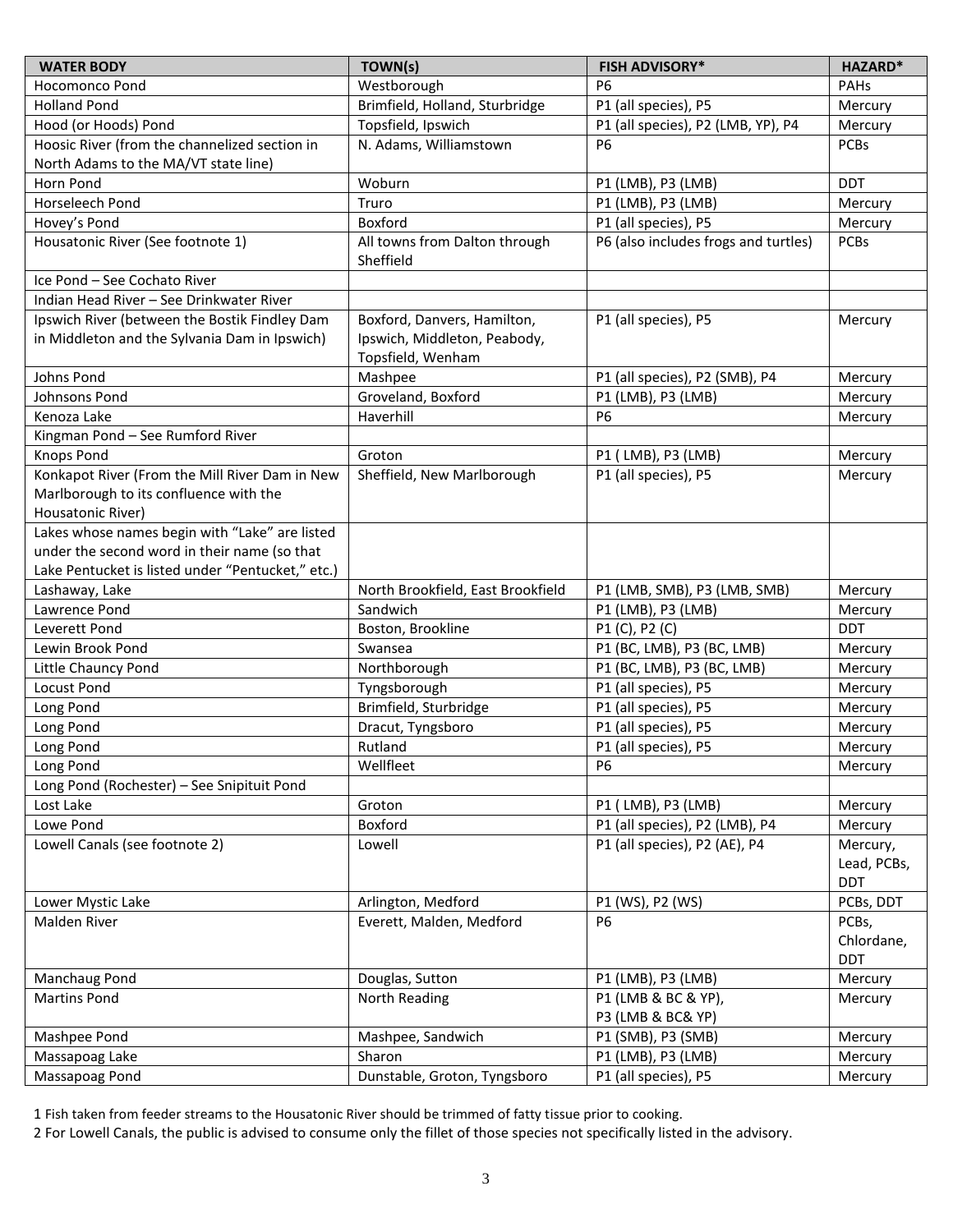| WATER BODY | TOWN(s) | FISH ADVISORY* | HAZARD* |
|---|---|---|---|
| Hocomonco Pond | Westborough | P6 | PAHs |
| Holland Pond | Brimfield, Holland, Sturbridge | P1 (all species), P5 | Mercury |
| Hood (or Hoods) Pond | Topsfield, Ipswich | P1 (all species), P2 (LMB, YP), P4 | Mercury |
| Hoosic River (from the channelized section in North Adams to the MA/VT state line) | N. Adams, Williamstown | P6 | PCBs |
| Horn Pond | Woburn | P1 (LMB), P3 (LMB) | DDT |
| Horseleech Pond | Truro | P1 (LMB), P3 (LMB) | Mercury |
| Hovey's Pond | Boxford | P1 (all species), P5 | Mercury |
| Housatonic River (See footnote 1) | All towns from Dalton through Sheffield | P6 (also includes frogs and turtles) | PCBs |
| Ice Pond – See Cochato River | | | |
| Indian Head River – See Drinkwater River | | | |
| Ipswich River (between the Bostik Findley Dam in Middleton and the Sylvania Dam in Ipswich) | Boxford, Danvers, Hamilton, Ipswich, Middleton, Peabody, Topsfield, Wenham | P1 (all species), P5 | Mercury |
| Johns Pond | Mashpee | P1 (all species), P2 (SMB), P4 | Mercury |
| Johnsons Pond | Groveland, Boxford | P1 (LMB), P3 (LMB) | Mercury |
| Kenoza Lake | Haverhill | P6 | Mercury |
| Kingman Pond – See Rumford River | | | |
| Knops Pond | Groton | P1 ( LMB), P3 (LMB) | Mercury |
| Konkapot River (From the Mill River Dam in New Marlborough to its confluence with the Housatonic River) | Sheffield, New Marlborough | P1 (all species), P5 | Mercury |
| Lakes whose names begin with "Lake" are listed under the second word in their name (so that Lake Pentucket is listed under "Pentucket," etc.) | | | |
| Lashaway, Lake | North Brookfield, East Brookfield | P1 (LMB, SMB), P3 (LMB, SMB) | Mercury |
| Lawrence Pond | Sandwich | P1 (LMB), P3 (LMB) | Mercury |
| Leverett Pond | Boston, Brookline | P1 (C), P2 (C) | DDT |
| Lewin Brook Pond | Swansea | P1 (BC, LMB), P3 (BC, LMB) | Mercury |
| Little Chauncy Pond | Northborough | P1 (BC, LMB), P3 (BC, LMB) | Mercury |
| Locust Pond | Tyngsborough | P1 (all species), P5 | Mercury |
| Long Pond | Brimfield, Sturbridge | P1 (all species), P5 | Mercury |
| Long Pond | Dracut, Tyngsboro | P1 (all species), P5 | Mercury |
| Long Pond | Rutland | P1 (all species), P5 | Mercury |
| Long Pond | Wellfleet | P6 | Mercury |
| Long Pond (Rochester) – See Snipituit Pond | | | |
| Lost Lake | Groton | P1 ( LMB), P3 (LMB) | Mercury |
| Lowe Pond | Boxford | P1 (all species), P2 (LMB), P4 | Mercury |
| Lowell Canals (see footnote 2) | Lowell | P1 (all species), P2 (AE), P4 | Mercury, Lead, PCBs, DDT |
| Lower Mystic Lake | Arlington, Medford | P1 (WS), P2 (WS) | PCBs, DDT |
| Malden River | Everett, Malden, Medford | P6 | PCBs, Chlordane, DDT |
| Manchaug Pond | Douglas, Sutton | P1 (LMB), P3 (LMB) | Mercury |
| Martins Pond | North Reading | P1 (LMB & BC & YP), P3 (LMB & BC& YP) | Mercury |
| Mashpee Pond | Mashpee, Sandwich | P1 (SMB), P3 (SMB) | Mercury |
| Massapoag Lake | Sharon | P1 (LMB), P3 (LMB) | Mercury |
| Massapoag Pond | Dunstable, Groton, Tyngsboro | P1 (all species), P5 | Mercury |

1 Fish taken from feeder streams to the Housatonic River should be trimmed of fatty tissue prior to cooking.

2 For Lowell Canals, the public is advised to consume only the fillet of those species not specifically listed in the advisory.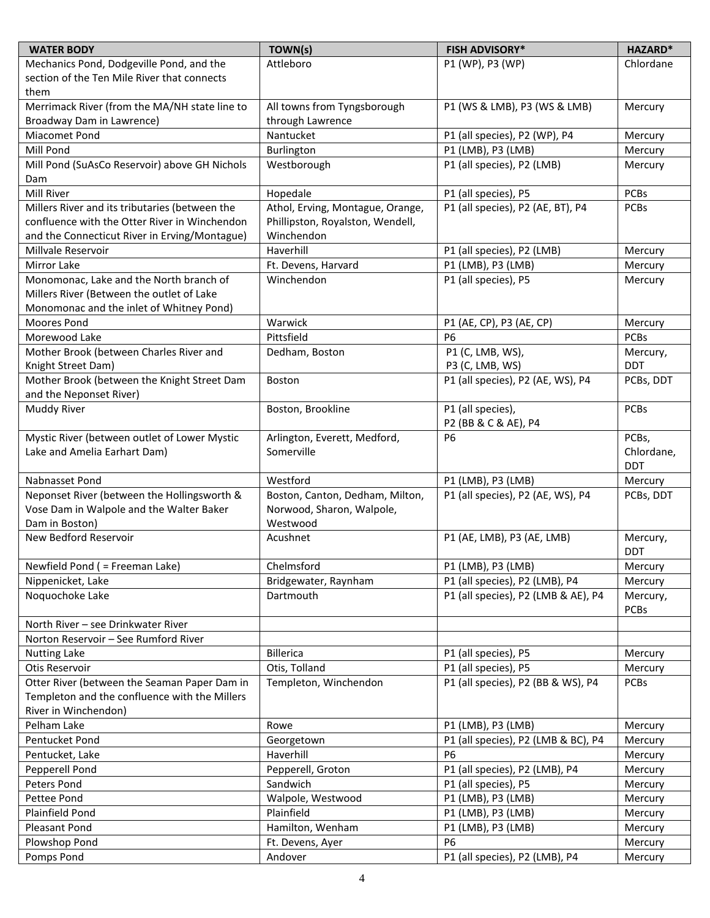| WATER BODY | TOWN(s) | FISH ADVISORY* | HAZARD* |
|---|---|---|---|
| Mechanics Pond, Dodgeville Pond, and the section of the Ten Mile River that connects them | Attleboro | P1 (WP), P3 (WP) | Chlordane |
| Merrimack River (from the MA/NH state line to Broadway Dam in Lawrence) | All towns from Tyngsborough through Lawrence | P1 (WS & LMB), P3 (WS & LMB) | Mercury |
| Miacomet Pond | Nantucket | P1 (all species), P2 (WP), P4 | Mercury |
| Mill Pond | Burlington | P1 (LMB), P3 (LMB) | Mercury |
| Mill Pond (SuAsCo Reservoir) above GH Nichols Dam | Westborough | P1 (all species), P2 (LMB) | Mercury |
| Mill River | Hopedale | P1 (all species), P5 | PCBs |
| Millers River and its tributaries (between the confluence with the Otter River in Winchendon and the Connecticut River in Erving/Montague) | Athol, Erving, Montague, Orange, Phillipston, Royalston, Wendell, Winchendon | P1 (all species), P2 (AE, BT), P4 | PCBs |
| Millvale Reservoir | Haverhill | P1 (all species), P2 (LMB) | Mercury |
| Mirror Lake | Ft. Devens, Harvard | P1 (LMB), P3 (LMB) | Mercury |
| Monomonac, Lake and the North branch of Millers River (Between the outlet of Lake Monomonac and the inlet of Whitney Pond) | Winchendon | P1 (all species), P5 | Mercury |
| Moores Pond | Warwick | P1 (AE, CP), P3 (AE, CP) | Mercury |
| Morewood Lake | Pittsfield | P6 | PCBs |
| Mother Brook (between Charles River and Knight Street Dam) | Dedham, Boston | P1 (C, LMB, WS), P3 (C, LMB, WS) | Mercury, DDT |
| Mother Brook (between the Knight Street Dam and the Neponset River) | Boston | P1 (all species), P2 (AE, WS), P4 | PCBs, DDT |
| Muddy River | Boston, Brookline | P1 (all species), P2 (BB & C & AE), P4 | PCBs |
| Mystic River (between outlet of Lower Mystic Lake and Amelia Earhart Dam) | Arlington, Everett, Medford, Somerville | P6 | PCBs, Chlordane, DDT |
| Nabnasset Pond | Westford | P1 (LMB), P3 (LMB) | Mercury |
| Neponset River (between the Hollingsworth & Vose Dam in Walpole and the Walter Baker Dam in Boston) | Boston, Canton, Dedham, Milton, Norwood, Sharon, Walpole, Westwood | P1 (all species), P2 (AE, WS), P4 | PCBs, DDT |
| New Bedford Reservoir | Acushnet | P1 (AE, LMB), P3 (AE, LMB) | Mercury, DDT |
| Newfield Pond ( = Freeman Lake) | Chelmsford | P1 (LMB), P3 (LMB) | Mercury |
| Nippenicket, Lake | Bridgewater, Raynham | P1 (all species), P2 (LMB), P4 | Mercury |
| Noquochoke Lake | Dartmouth | P1 (all species), P2 (LMB & AE), P4 | Mercury, PCBs |
| North River – see Drinkwater River | | | |
| Norton Reservoir – See Rumford River | | | |
| Nutting Lake | Billerica | P1 (all species), P5 | Mercury |
| Otis Reservoir | Otis, Tolland | P1 (all species), P5 | Mercury |
| Otter River (between the Seaman Paper Dam in Templeton and the confluence with the Millers River in Winchendon) | Templeton, Winchendon | P1 (all species), P2 (BB & WS), P4 | PCBs |
| Pelham Lake | Rowe | P1 (LMB), P3 (LMB) | Mercury |
| Pentucket Pond | Georgetown | P1 (all species), P2 (LMB & BC), P4 | Mercury |
| Pentucket, Lake | Haverhill | P6 | Mercury |
| Pepperell Pond | Pepperell, Groton | P1 (all species), P2 (LMB), P4 | Mercury |
| Peters Pond | Sandwich | P1 (all species), P5 | Mercury |
| Pettee Pond | Walpole, Westwood | P1 (LMB), P3 (LMB) | Mercury |
| Plainfield Pond | Plainfield | P1 (LMB), P3 (LMB) | Mercury |
| Pleasant Pond | Hamilton, Wenham | P1 (LMB), P3 (LMB) | Mercury |
| Plowshop Pond | Ft. Devens, Ayer | P6 | Mercury |
| Pomps Pond | Andover | P1 (all species), P2 (LMB), P4 | Mercury |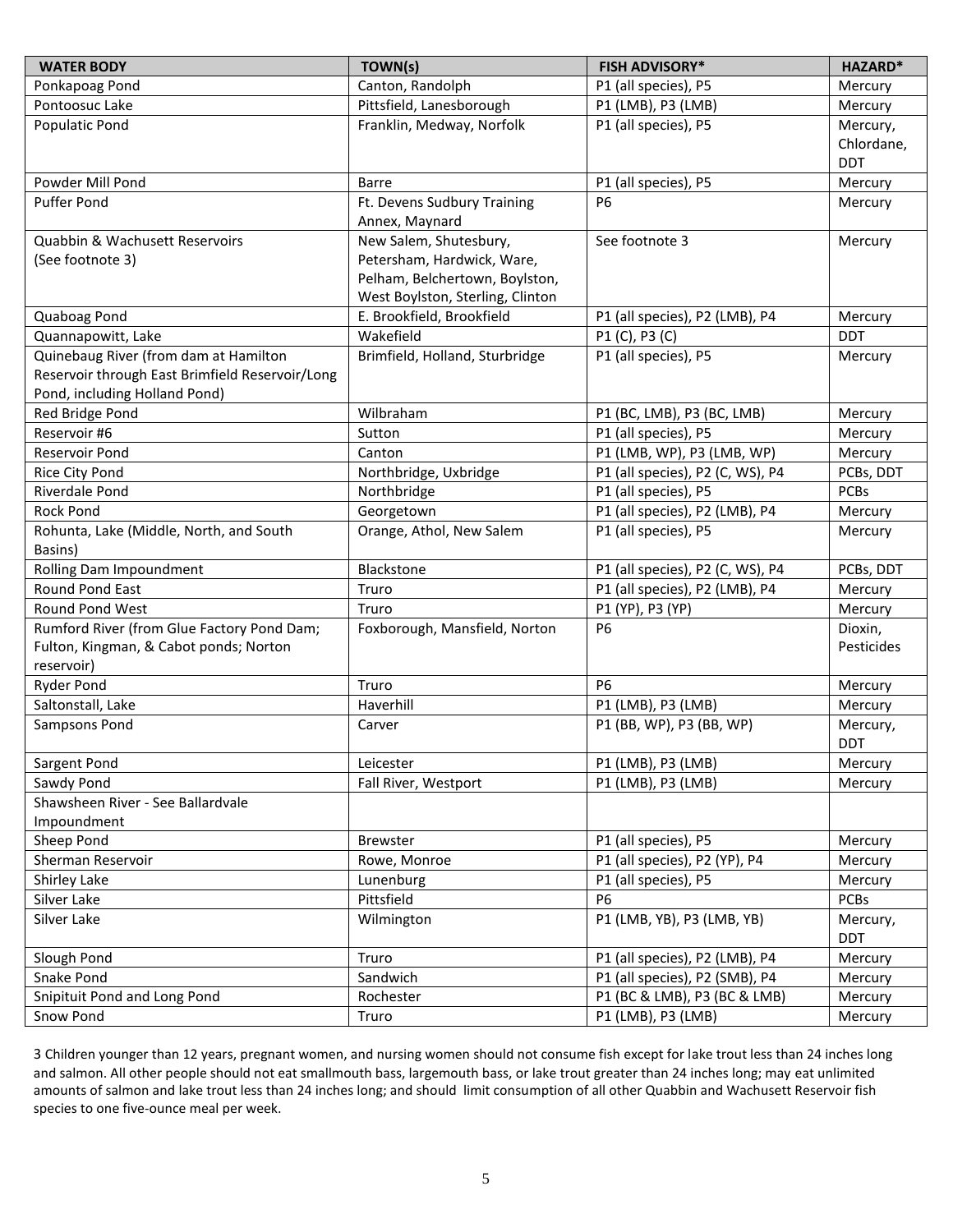| WATER BODY | TOWN(s) | FISH ADVISORY* | HAZARD* |
| --- | --- | --- | --- |
| Ponkapoag Pond | Canton, Randolph | P1 (all species), P5 | Mercury |
| Pontoosuc Lake | Pittsfield, Lanesborough | P1 (LMB), P3 (LMB) | Mercury |
| Populatic Pond | Franklin, Medway, Norfolk | P1 (all species), P5 | Mercury, Chlordane, DDT |
| Powder Mill Pond | Barre | P1 (all species), P5 | Mercury |
| Puffer Pond | Ft. Devens Sudbury Training Annex, Maynard | P6 | Mercury |
| Quabbin & Wachusett Reservoirs (See footnote 3) | New Salem, Shutesbury, Petersham, Hardwick, Ware, Pelham, Belchertown, Boylston, West Boylston, Sterling, Clinton | See footnote 3 | Mercury |
| Quaboag Pond | E. Brookfield, Brookfield | P1 (all species), P2 (LMB), P4 | Mercury |
| Quannapowitt, Lake | Wakefield | P1 (C), P3 (C) | DDT |
| Quinebaug River (from dam at Hamilton Reservoir through East Brimfield Reservoir/Long Pond, including Holland Pond) | Brimfield, Holland, Sturbridge | P1 (all species), P5 | Mercury |
| Red Bridge Pond | Wilbraham | P1 (BC, LMB), P3 (BC, LMB) | Mercury |
| Reservoir #6 | Sutton | P1 (all species), P5 | Mercury |
| Reservoir Pond | Canton | P1 (LMB, WP), P3 (LMB, WP) | Mercury |
| Rice City Pond | Northbridge, Uxbridge | P1 (all species), P2 (C, WS), P4 | PCBs, DDT |
| Riverdale Pond | Northbridge | P1 (all species), P5 | PCBs |
| Rock Pond | Georgetown | P1 (all species), P2 (LMB), P4 | Mercury |
| Rohunta, Lake (Middle, North, and South Basins) | Orange, Athol, New Salem | P1 (all species), P5 | Mercury |
| Rolling Dam Impoundment | Blackstone | P1 (all species), P2 (C, WS), P4 | PCBs, DDT |
| Round Pond East | Truro | P1 (all species), P2 (LMB), P4 | Mercury |
| Round Pond West | Truro | P1 (YP), P3 (YP) | Mercury |
| Rumford River (from Glue Factory Pond Dam; Fulton, Kingman, & Cabot ponds; Norton reservoir) | Foxborough, Mansfield, Norton | P6 | Dioxin, Pesticides |
| Ryder Pond | Truro | P6 | Mercury |
| Saltonstall, Lake | Haverhill | P1 (LMB), P3 (LMB) | Mercury |
| Sampsons Pond | Carver | P1 (BB, WP), P3 (BB, WP) | Mercury, DDT |
| Sargent Pond | Leicester | P1 (LMB), P3 (LMB) | Mercury |
| Sawdy Pond | Fall River, Westport | P1 (LMB), P3 (LMB) | Mercury |
| Shawsheen River - See Ballardvale Impoundment | | | |
| Sheep Pond | Brewster | P1 (all species), P5 | Mercury |
| Sherman Reservoir | Rowe, Monroe | P1 (all species), P2 (YP), P4 | Mercury |
| Shirley Lake | Lunenburg | P1 (all species), P5 | Mercury |
| Silver Lake | Pittsfield | P6 | PCBs |
| Silver Lake | Wilmington | P1 (LMB, YB), P3 (LMB, YB) | Mercury, DDT |
| Slough Pond | Truro | P1 (all species), P2 (LMB), P4 | Mercury |
| Snake Pond | Sandwich | P1 (all species), P2 (SMB), P4 | Mercury |
| Snipituit Pond and Long Pond | Rochester | P1 (BC & LMB), P3 (BC & LMB) | Mercury |
| Snow Pond | Truro | P1 (LMB), P3 (LMB) | Mercury |

3 Children younger than 12 years, pregnant women, and nursing women should not consume fish except for lake trout less than 24 inches long and salmon. All other people should not eat smallmouth bass, largemouth bass, or lake trout greater than 24 inches long; may eat unlimited amounts of salmon and lake trout less than 24 inches long; and should limit consumption of all other Quabbin and Wachusett Reservoir fish species to one five-ounce meal per week.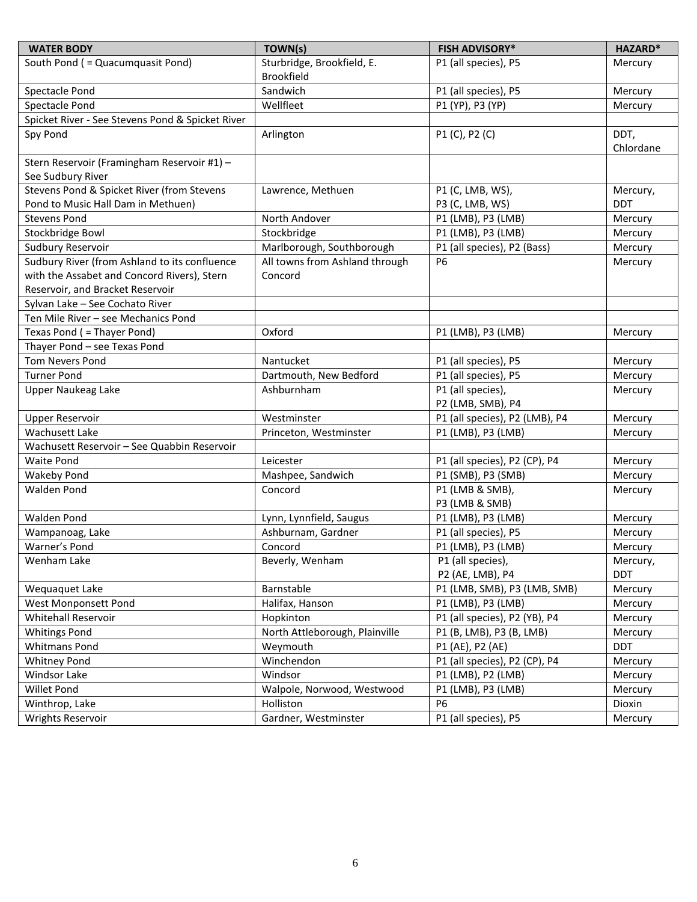| WATER BODY | TOWN(s) | FISH ADVISORY* | HAZARD* |
|---|---|---|---|
| South Pond ( = Quacumquasit Pond) | Sturbridge, Brookfield, E. Brookfield | P1 (all species), P5 | Mercury |
| Spectacle Pond | Sandwich | P1 (all species), P5 | Mercury |
| Spectacle Pond | Wellfleet | P1 (YP), P3 (YP) | Mercury |
| Spicket River - See Stevens Pond & Spicket River | | | |
| Spy Pond | Arlington | P1 (C), P2 (C) | DDT, Chlordane |
| Stern Reservoir (Framingham Reservoir #1) – See Sudbury River | | | |
| Stevens Pond & Spicket River (from Stevens Pond to Music Hall Dam in Methuen) | Lawrence, Methuen | P1 (C, LMB, WS), P3 (C, LMB, WS) | Mercury, DDT |
| Stevens Pond | North Andover | P1 (LMB), P3 (LMB) | Mercury |
| Stockbridge Bowl | Stockbridge | P1 (LMB), P3 (LMB) | Mercury |
| Sudbury Reservoir | Marlborough, Southborough | P1 (all species), P2 (Bass) | Mercury |
| Sudbury River (from Ashland to its confluence with the Assabet and Concord Rivers), Stern Reservoir, and Bracket Reservoir | All towns from Ashland through Concord | P6 | Mercury |
| Sylvan Lake – See Cochato River | | | |
| Ten Mile River – see Mechanics Pond | | | |
| Texas Pond ( = Thayer Pond) | Oxford | P1 (LMB), P3 (LMB) | Mercury |
| Thayer Pond – see Texas Pond | | | |
| Tom Nevers Pond | Nantucket | P1 (all species), P5 | Mercury |
| Turner Pond | Dartmouth, New Bedford | P1 (all species), P5 | Mercury |
| Upper Naukeag Lake | Ashburnham | P1 (all species), P2 (LMB, SMB), P4 | Mercury |
| Upper Reservoir | Westminster | P1 (all species), P2 (LMB), P4 | Mercury |
| Wachusett Lake | Princeton, Westminster | P1 (LMB), P3 (LMB) | Mercury |
| Wachusett Reservoir – See Quabbin Reservoir | | | |
| Waite Pond | Leicester | P1 (all species), P2 (CP), P4 | Mercury |
| Wakeby Pond | Mashpee, Sandwich | P1 (SMB), P3 (SMB) | Mercury |
| Walden Pond | Concord | P1 (LMB & SMB), P3 (LMB & SMB) | Mercury |
| Walden Pond | Lynn, Lynnfield, Saugus | P1 (LMB), P3 (LMB) | Mercury |
| Wampanoag, Lake | Ashburnam, Gardner | P1 (all species), P5 | Mercury |
| Warner's Pond | Concord | P1 (LMB), P3 (LMB) | Mercury |
| Wenham Lake | Beverly, Wenham | P1 (all species), P2 (AE, LMB), P4 | Mercury, DDT |
| Wequaquet Lake | Barnstable | P1 (LMB, SMB), P3 (LMB, SMB) | Mercury |
| West Monponsett Pond | Halifax, Hanson | P1 (LMB), P3 (LMB) | Mercury |
| Whitehall Reservoir | Hopkinton | P1 (all species), P2 (YB), P4 | Mercury |
| Whitings Pond | North Attleborough, Plainville | P1 (B, LMB), P3 (B, LMB) | Mercury |
| Whitmans Pond | Weymouth | P1 (AE), P2 (AE) | DDT |
| Whitney Pond | Winchendon | P1 (all species), P2 (CP), P4 | Mercury |
| Windsor Lake | Windsor | P1 (LMB), P2 (LMB) | Mercury |
| Willet Pond | Walpole, Norwood, Westwood | P1 (LMB), P3 (LMB) | Mercury |
| Winthrop, Lake | Holliston | P6 | Dioxin |
| Wrights Reservoir | Gardner, Westminster | P1 (all species), P5 | Mercury |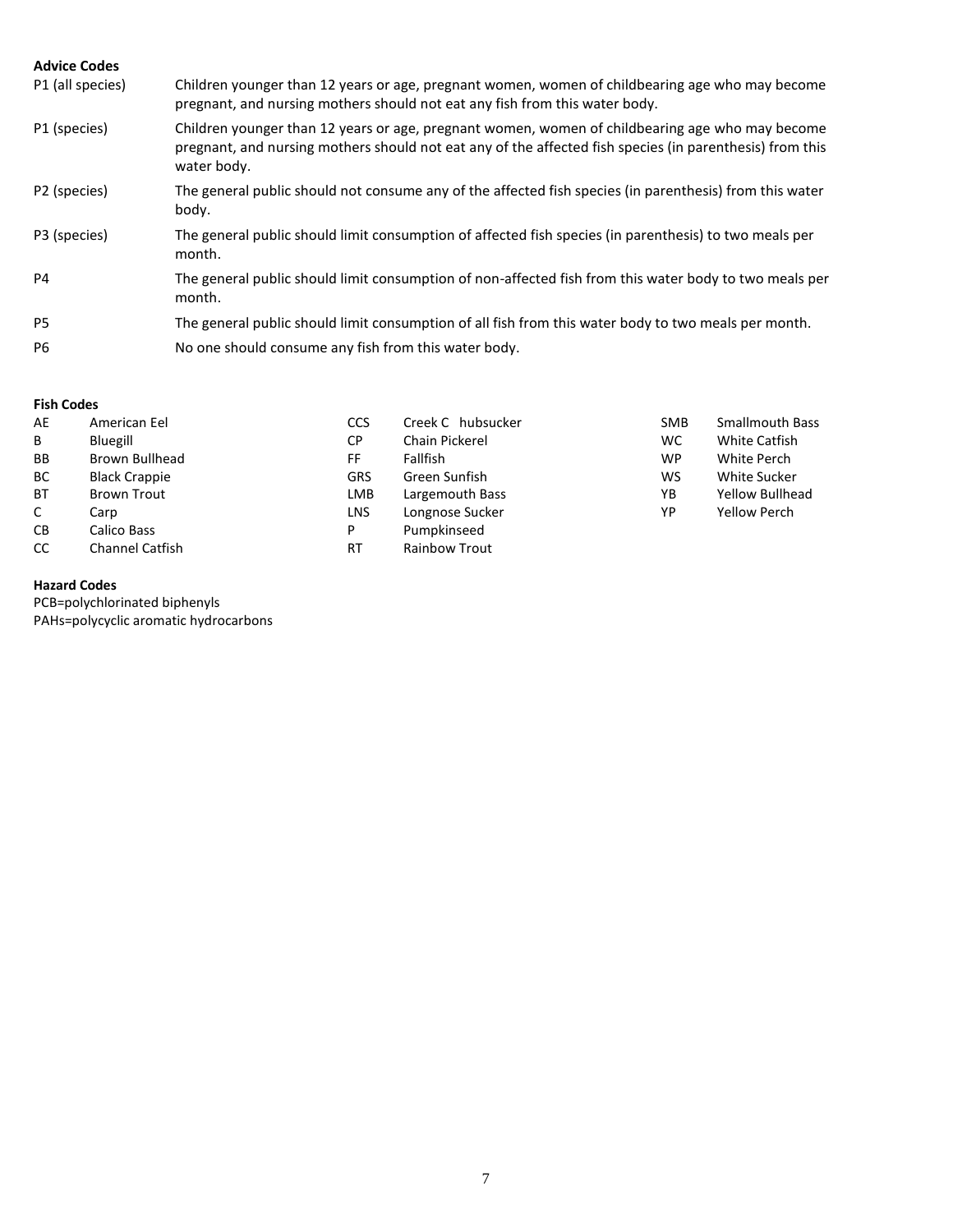**Advice Codes**

| | |
|---|---|
| P1 (all species) | Children younger than 12 years or age, pregnant women, women of childbearing age who may become pregnant, and nursing mothers should not eat any fish from this water body. |
| P1 (species) | Children younger than 12 years or age, pregnant women, women of childbearing age who may become pregnant, and nursing mothers should not eat any of the affected fish species (in parenthesis) from this water body. |
| P2 (species) | The general public should not consume any of the affected fish species (in parenthesis) from this water body. |
| P3 (species) | The general public should limit consumption of affected fish species (in parenthesis) to two meals per month. |
| P4 | The general public should limit consumption of non-affected fish from this water body to two meals per month. |
| P5 | The general public should limit consumption of all fish from this water body to two meals per month. |
| P6 | No one should consume any fish from this water body. |

**Fish Codes**

| | | | | | |
|---|---|---|---|---|---|
| AE | American Eel | CCS | Creek C hubsucker | SMB | Smallmouth Bass |
| B | Bluegill | CP | Chain Pickerel | WC | White Catfish |
| BB | Brown Bullhead | FF | Fallfish | WP | White Perch |
| BC | Black Crappie | GRS | Green Sunfish | WS | White Sucker |
| BT | Brown Trout | LMB | Largemouth Bass | YB | Yellow Bullhead |
| C | Carp | LNS | Longnose Sucker | YP | Yellow Perch |
| CB | Calico Bass | P | Pumpkinseed | | |
| CC | Channel Catfish | RT | Rainbow Trout | | |

**Hazard Codes**

PCB=polychlorinated biphenyls
PAHs=polycyclic aromatic hydrocarbons